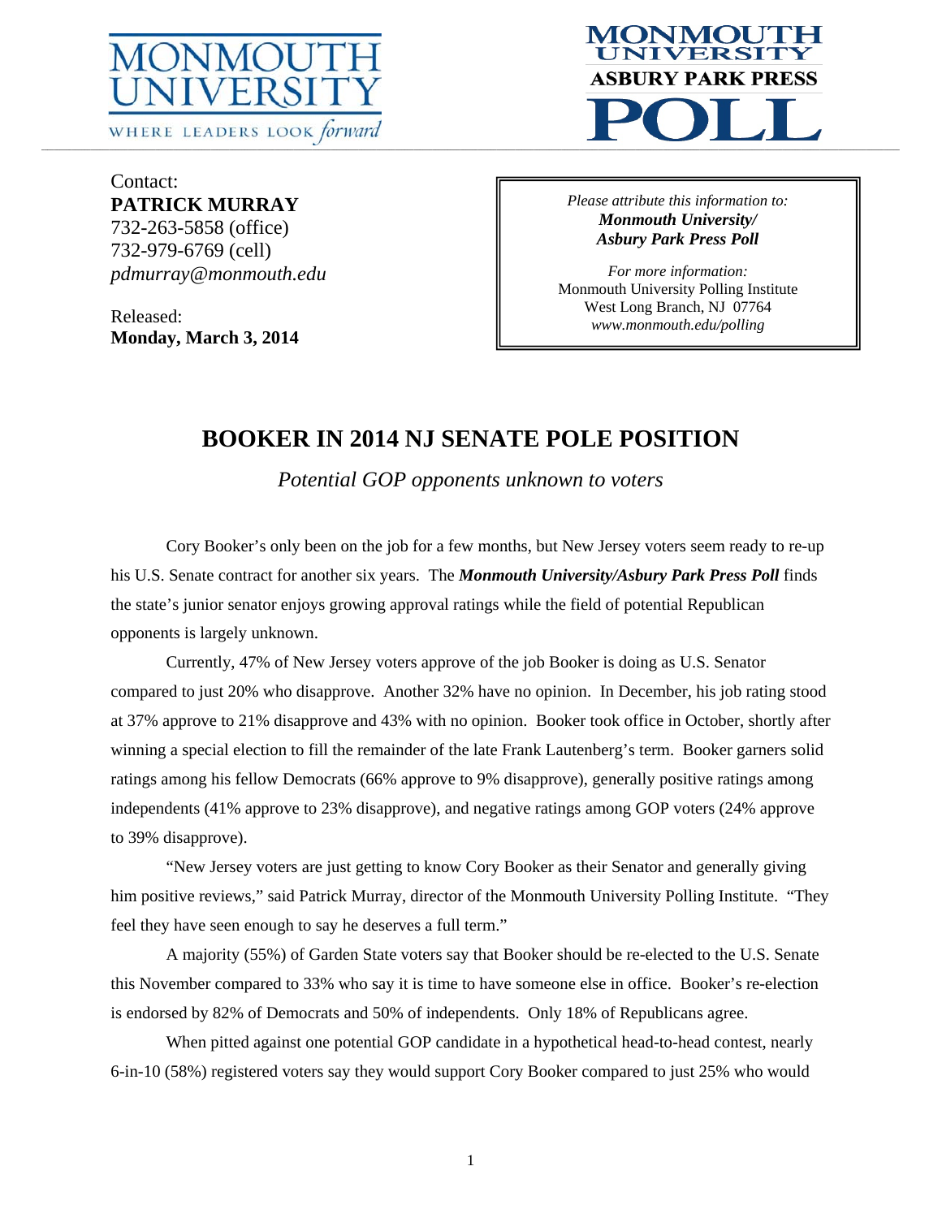MONMOUTH UNIVERSITY
WHERE LEADERS LOOK *forward*

MONMOUTH UNIVERSITY
ASBURY PARK PRESS
POLL

Contact:
**PATRICK MURRAY**
732-263-5858 (office)
732-979-6769 (cell)
*pdmurray@monmouth.edu*

Released:
**Monday, March 3, 2014**

*Please attribute this information to:*
***Monmouth University/***
***Asbury Park Press Poll***

*For more information:*
Monmouth University Polling Institute
West Long Branch, NJ 07764
*www.monmouth.edu/polling*

# BOOKER IN 2014 NJ SENATE POLE POSITION

*Potential GOP opponents unknown to voters*

Cory Booker's only been on the job for a few months, but New Jersey voters seem ready to re-up his U.S. Senate contract for another six years. The ***Monmouth University/Asbury Park Press Poll*** finds the state's junior senator enjoys growing approval ratings while the field of potential Republican opponents is largely unknown.

Currently, 47% of New Jersey voters approve of the job Booker is doing as U.S. Senator compared to just 20% who disapprove. Another 32% have no opinion. In December, his job rating stood at 37% approve to 21% disapprove and 43% with no opinion. Booker took office in October, shortly after winning a special election to fill the remainder of the late Frank Lautenberg's term. Booker garners solid ratings among his fellow Democrats (66% approve to 9% disapprove), generally positive ratings among independents (41% approve to 23% disapprove), and negative ratings among GOP voters (24% approve to 39% disapprove).

"New Jersey voters are just getting to know Cory Booker as their Senator and generally giving him positive reviews," said Patrick Murray, director of the Monmouth University Polling Institute. "They feel they have seen enough to say he deserves a full term."

A majority (55%) of Garden State voters say that Booker should be re-elected to the U.S. Senate this November compared to 33% who say it is time to have someone else in office. Booker's re-election is endorsed by 82% of Democrats and 50% of independents. Only 18% of Republicans agree.

When pitted against one potential GOP candidate in a hypothetical head-to-head contest, nearly 6-in-10 (58%) registered voters say they would support Cory Booker compared to just 25% who would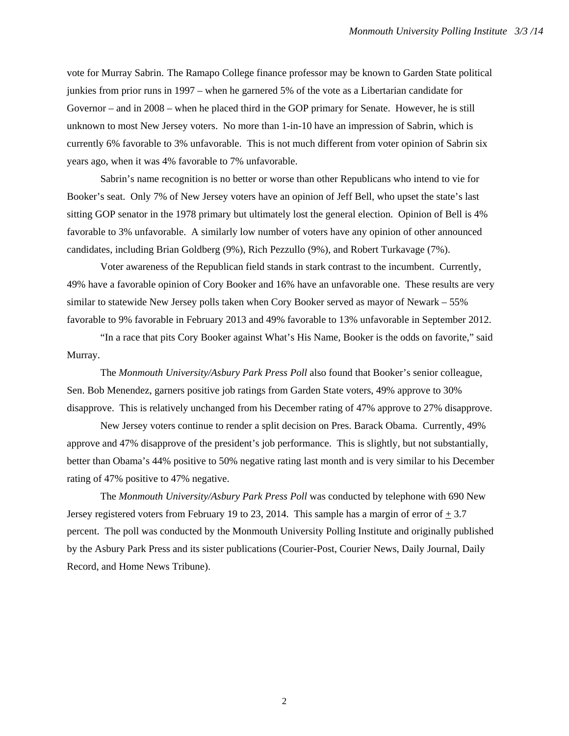vote for Murray Sabrin. The Ramapo College finance professor may be known to Garden State political junkies from prior runs in 1997 – when he garnered 5% of the vote as a Libertarian candidate for Governor – and in 2008 – when he placed third in the GOP primary for Senate. However, he is still unknown to most New Jersey voters. No more than 1-in-10 have an impression of Sabrin, which is currently 6% favorable to 3% unfavorable. This is not much different from voter opinion of Sabrin six years ago, when it was 4% favorable to 7% unfavorable.

Sabrin's name recognition is no better or worse than other Republicans who intend to vie for Booker's seat. Only 7% of New Jersey voters have an opinion of Jeff Bell, who upset the state's last sitting GOP senator in the 1978 primary but ultimately lost the general election. Opinion of Bell is 4% favorable to 3% unfavorable. A similarly low number of voters have any opinion of other announced candidates, including Brian Goldberg (9%), Rich Pezzullo (9%), and Robert Turkavage (7%).

Voter awareness of the Republican field stands in stark contrast to the incumbent. Currently, 49% have a favorable opinion of Cory Booker and 16% have an unfavorable one. These results are very similar to statewide New Jersey polls taken when Cory Booker served as mayor of Newark – 55% favorable to 9% favorable in February 2013 and 49% favorable to 13% unfavorable in September 2012.

"In a race that pits Cory Booker against What's His Name, Booker is the odds on favorite," said Murray.

The *Monmouth University/Asbury Park Press Poll* also found that Booker's senior colleague, Sen. Bob Menendez, garners positive job ratings from Garden State voters, 49% approve to 30% disapprove. This is relatively unchanged from his December rating of 47% approve to 27% disapprove.

New Jersey voters continue to render a split decision on Pres. Barack Obama. Currently, 49% approve and 47% disapprove of the president's job performance. This is slightly, but not substantially, better than Obama's 44% positive to 50% negative rating last month and is very similar to his December rating of 47% positive to 47% negative.

The *Monmouth University/Asbury Park Press Poll* was conducted by telephone with 690 New Jersey registered voters from February 19 to 23, 2014. This sample has a margin of error of $\pm$ 3.7 percent. The poll was conducted by the Monmouth University Polling Institute and originally published by the Asbury Park Press and its sister publications (Courier-Post, Courier News, Daily Journal, Daily Record, and Home News Tribune).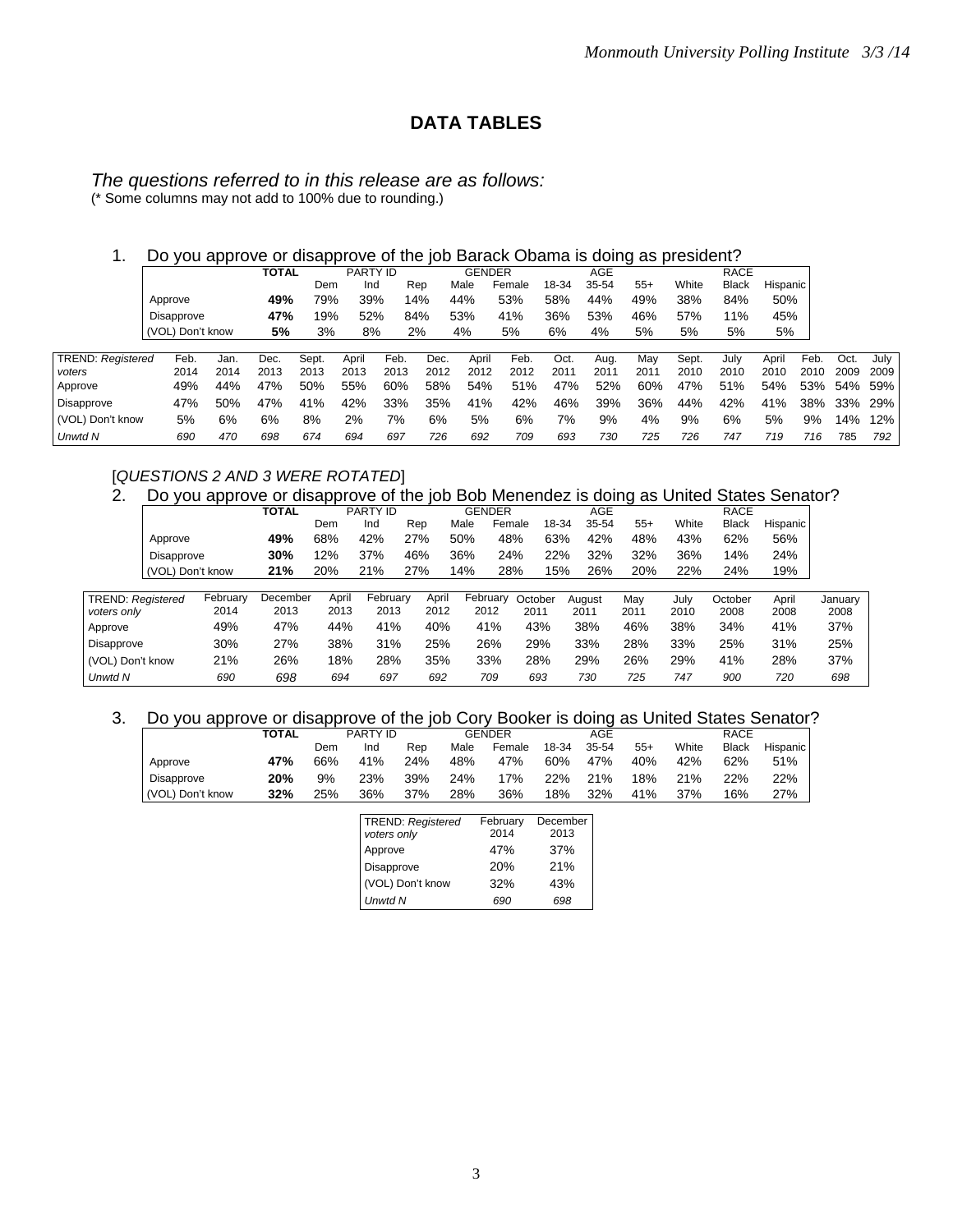## DATA TABLES

*The questions referred to in this release are as follows:*
(* Some columns may not add to 100% due to rounding.)

1. Do you approve or disapprove of the job Barack Obama is doing as president?

| | TOTAL | PARTY ID | | | GENDER | | AGE | | | RACE | | |
|---|---|---|---|---|---|---|---|---|---|---|---|---|
| | | Dem | Ind | Rep | Male | Female | 18-34 | 35-54 | 55+ | White | Black | Hispanic |
| Approve | **49%** | 79% | 39% | 14% | 44% | 53% | 58% | 44% | 49% | 38% | 84% | 50% |
| Disapprove | **47%** | 19% | 52% | 84% | 53% | 41% | 36% | 53% | 46% | 57% | 11% | 45% |
| (VOL) Don't know | **5%** | 3% | 8% | 2% | 4% | 5% | 6% | 4% | 5% | 5% | 5% | 5% |

| TREND: *Registered voters* | Feb. 2014 | Jan. 2014 | Dec. 2013 | Sept. 2013 | April 2013 | Feb. 2013 | Dec. 2012 | April 2012 | Feb. 2012 | Oct. 2011 | Aug. 2011 | May 2011 | Sept. 2010 | July 2010 | April 2010 | Feb. 2010 | Oct. 2009 | July 2009 |
|---|---|---|---|---|---|---|---|---|---|---|---|---|---|---|---|---|---|---|
| Approve | 49% | 44% | 47% | 50% | 55% | 60% | 58% | 54% | 51% | 47% | 52% | 60% | 47% | 51% | 54% | 53% | 54% | 59% |
| Disapprove | 47% | 50% | 47% | 41% | 42% | 33% | 35% | 41% | 42% | 46% | 39% | 36% | 44% | 42% | 41% | 38% | 33% | 29% |
| (VOL) Don't know | 5% | 6% | 6% | 8% | 2% | 7% | 6% | 5% | 6% | 7% | 9% | 4% | 9% | 6% | 5% | 9% | 14% | 12% |
| *Unwtd N* | *690* | *470* | *698* | *674* | *694* | *697* | *726* | *692* | *709* | *693* | *730* | *725* | *726* | *747* | *719* | *716* | 785 | *792* |

[*QUESTIONS 2 AND 3 WERE ROTATED*]

2. Do you approve or disapprove of the job Bob Menendez is doing as United States Senator?

| | TOTAL | PARTY ID | | | GENDER | | AGE | | | RACE | | |
|---|---|---|---|---|---|---|---|---|---|---|---|---|
| | | Dem | Ind | Rep | Male | Female | 18-34 | 35-54 | 55+ | White | Black | Hispanic |
| Approve | **49%** | 68% | 42% | 27% | 50% | 48% | 63% | 42% | 48% | 43% | 62% | 56% |
| Disapprove | **30%** | 12% | 37% | 46% | 36% | 24% | 22% | 32% | 32% | 36% | 14% | 24% |
| (VOL) Don't know | **21%** | 20% | 21% | 27% | 14% | 28% | 15% | 26% | 20% | 22% | 24% | 19% |

| TREND: *Registered voters only* | February 2014 | December 2013 | April 2013 | February 2013 | April 2012 | February 2012 | October 2011 | August 2011 | May 2011 | July 2010 | October 2008 | April 2008 | January 2008 |
|---|---|---|---|---|---|---|---|---|---|---|---|---|---|
| Approve | 49% | 47% | 44% | 41% | 40% | 41% | 43% | 38% | 46% | 38% | 34% | 41% | 37% |
| Disapprove | 30% | 27% | 38% | 31% | 25% | 26% | 29% | 33% | 28% | 33% | 25% | 31% | 25% |
| (VOL) Don't know | 21% | 26% | 18% | 28% | 35% | 33% | 28% | 29% | 26% | 29% | 41% | 28% | 37% |
| *Unwtd N* | *690* | *698* | *694* | *697* | *692* | *709* | *693* | *730* | *725* | *747* | *900* | *720* | *698* |

3. Do you approve or disapprove of the job Cory Booker is doing as United States Senator?

| | TOTAL | PARTY ID | | | GENDER | | AGE | | | RACE | | |
|---|---|---|---|---|---|---|---|---|---|---|---|---|
| | | Dem | Ind | Rep | Male | Female | 18-34 | 35-54 | 55+ | White | Black | Hispanic |
| Approve | **47%** | 66% | 41% | 24% | 48% | 47% | 60% | 47% | 40% | 42% | 62% | 51% |
| Disapprove | **20%** | 9% | 23% | 39% | 24% | 17% | 22% | 21% | 18% | 21% | 22% | 22% |
| (VOL) Don't know | **32%** | 25% | 36% | 37% | 28% | 36% | 18% | 32% | 41% | 37% | 16% | 27% |

| TREND: *Registered voters only* | February 2014 | December 2013 |
|---|---|---|
| Approve | 47% | 37% |
| Disapprove | 20% | 21% |
| (VOL) Don't know | 32% | 43% |
| *Unwtd N* | *690* | *698* |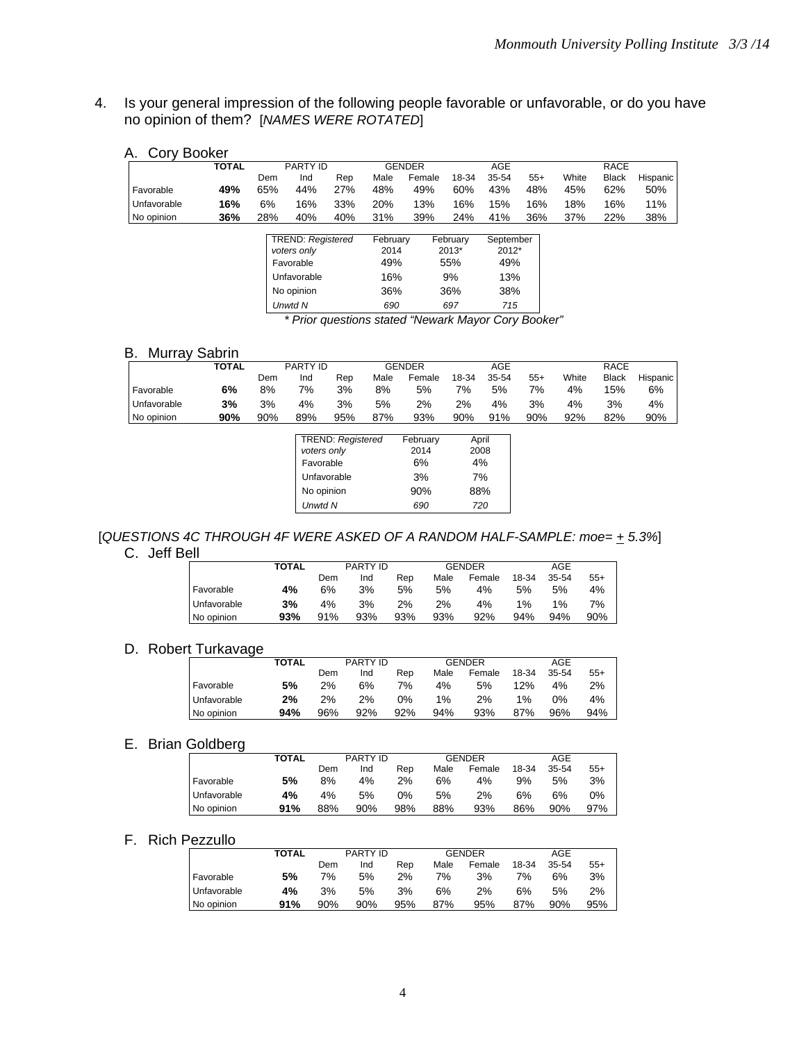4. Is your general impression of the following people favorable or unfavorable, or do you have no opinion of them? [*NAMES WERE ROTATED*]

A. Cory Booker

| | TOTAL | PARTY ID | | | GENDER | | AGE | | | RACE | | |
|---|---|---|---|---|---|---|---|---|---|---|---|---|
| | | Dem | Ind | Rep | Male | Female | 18-34 | 35-54 | 55+ | White | Black | Hispanic |
| Favorable | **49%** | 65% | 44% | 27% | 48% | 49% | 60% | 43% | 48% | 45% | 62% | 50% |
| Unfavorable | **16%** | 6% | 16% | 33% | 20% | 13% | 16% | 15% | 16% | 18% | 16% | 11% |
| No opinion | **36%** | 28% | 40% | 40% | 31% | 39% | 24% | 41% | 36% | 37% | 22% | 38% |

| TREND: Registered *voters only* | February 2014 | February 2013* | September 2012* |
|---|---|---|---|
| Favorable | 49% | 55% | 49% |
| Unfavorable | 16% | 9% | 13% |
| No opinion | 36% | 36% | 38% |
| *Unwtd N* | *690* | *697* | *715* |

*\* Prior questions stated "Newark Mayor Cory Booker"*

B. Murray Sabrin

| | TOTAL | PARTY ID | | | GENDER | | AGE | | | RACE | | |
|---|---|---|---|---|---|---|---|---|---|---|---|---|
| | | Dem | Ind | Rep | Male | Female | 18-34 | 35-54 | 55+ | White | Black | Hispanic |
| Favorable | **6%** | 8% | 7% | 3% | 8% | 5% | 7% | 5% | 7% | 4% | 15% | 6% |
| Unfavorable | **3%** | 3% | 4% | 3% | 5% | 2% | 2% | 4% | 3% | 4% | 3% | 4% |
| No opinion | **90%** | 90% | 89% | 95% | 87% | 93% | 90% | 91% | 90% | 92% | 82% | 90% |

| TREND: Registered *voters only* | February 2014 | April 2008 |
|---|---|---|
| Favorable | 6% | 4% |
| Unfavorable | 3% | 7% |
| No opinion | 90% | 88% |
| *Unwtd N* | *690* | *720* |

[*QUESTIONS 4C THROUGH 4F WERE ASKED OF A RANDOM HALF-SAMPLE: moe= ± 5.3%*]

C. Jeff Bell

| | TOTAL | PARTY ID | | | GENDER | | AGE | | |
|---|---|---|---|---|---|---|---|---|---|
| | | Dem | Ind | Rep | Male | Female | 18-34 | 35-54 | 55+ |
| Favorable | **4%** | 6% | 3% | 5% | 5% | 4% | 5% | 5% | 4% |
| Unfavorable | **3%** | 4% | 3% | 2% | 2% | 4% | 1% | 1% | 7% |
| No opinion | **93%** | 91% | 93% | 93% | 93% | 92% | 94% | 94% | 90% |

D. Robert Turkavage

| | TOTAL | PARTY ID | | | GENDER | | AGE | | |
|---|---|---|---|---|---|---|---|---|---|
| | | Dem | Ind | Rep | Male | Female | 18-34 | 35-54 | 55+ |
| Favorable | **5%** | 2% | 6% | 7% | 4% | 5% | 12% | 4% | 2% |
| Unfavorable | **2%** | 2% | 2% | 0% | 1% | 2% | 1% | 0% | 4% |
| No opinion | **94%** | 96% | 92% | 92% | 94% | 93% | 87% | 96% | 94% |

E. Brian Goldberg

| | TOTAL | PARTY ID | | | GENDER | | AGE | | |
|---|---|---|---|---|---|---|---|---|---|
| | | Dem | Ind | Rep | Male | Female | 18-34 | 35-54 | 55+ |
| Favorable | **5%** | 8% | 4% | 2% | 6% | 4% | 9% | 5% | 3% |
| Unfavorable | **4%** | 4% | 5% | 0% | 5% | 2% | 6% | 6% | 0% |
| No opinion | **91%** | 88% | 90% | 98% | 88% | 93% | 86% | 90% | 97% |

F. Rich Pezzullo

| | TOTAL | PARTY ID | | | GENDER | | AGE | | |
|---|---|---|---|---|---|---|---|---|---|
| | | Dem | Ind | Rep | Male | Female | 18-34 | 35-54 | 55+ |
| Favorable | **5%** | 7% | 5% | 2% | 7% | 3% | 7% | 6% | 3% |
| Unfavorable | **4%** | 3% | 5% | 3% | 6% | 2% | 6% | 5% | 2% |
| No opinion | **91%** | 90% | 90% | 95% | 87% | 95% | 87% | 90% | 95% |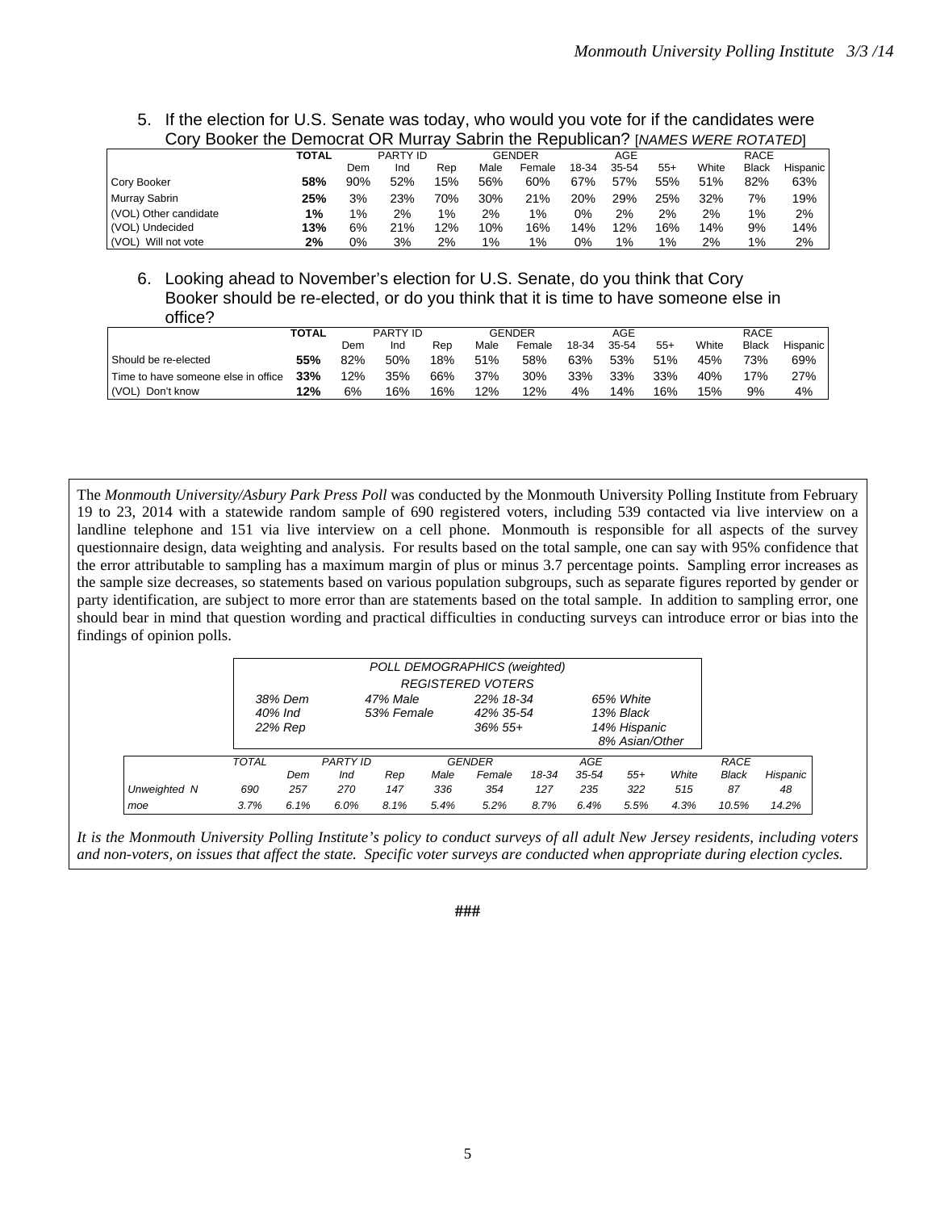5. If the election for U.S. Senate was today, who would you vote for if the candidates were Cory Booker the Democrat OR Murray Sabrin the Republican? [*NAMES WERE ROTATED*]

| | TOTAL | PARTY ID | | | GENDER | | AGE | | | RACE | | |
|---|---|---|---|---|---|---|---|---|---|---|---|---|
| | | Dem | Ind | Rep | Male | Female | 18-34 | 35-54 | 55+ | White | Black | Hispanic |
| Cory Booker | **58%** | 90% | 52% | 15% | 56% | 60% | 67% | 57% | 55% | 51% | 82% | 63% |
| Murray Sabrin | **25%** | 3% | 23% | 70% | 30% | 21% | 20% | 29% | 25% | 32% | 7% | 19% |
| (VOL) Other candidate | **1%** | 1% | 2% | 1% | 2% | 1% | 0% | 2% | 2% | 2% | 1% | 2% |
| (VOL) Undecided | **13%** | 6% | 21% | 12% | 10% | 16% | 14% | 12% | 16% | 14% | 9% | 14% |
| (VOL) Will not vote | **2%** | 0% | 3% | 2% | 1% | 1% | 0% | 1% | 1% | 2% | 1% | 2% |

6. Looking ahead to November's election for U.S. Senate, do you think that Cory Booker should be re-elected, or do you think that it is time to have someone else in office?

| | TOTAL | PARTY ID | | | GENDER | | AGE | | | RACE | | |
|---|---|---|---|---|---|---|---|---|---|---|---|---|
| | | Dem | Ind | Rep | Male | Female | 18-34 | 35-54 | 55+ | White | Black | Hispanic |
| Should be re-elected | **55%** | 82% | 50% | 18% | 51% | 58% | 63% | 53% | 51% | 45% | 73% | 69% |
| Time to have someone else in office | **33%** | 12% | 35% | 66% | 37% | 30% | 33% | 33% | 33% | 40% | 17% | 27% |
| (VOL) Don't know | **12%** | 6% | 16% | 16% | 12% | 12% | 4% | 14% | 16% | 15% | 9% | 4% |

The *Monmouth University/Asbury Park Press Poll* was conducted by the Monmouth University Polling Institute from February 19 to 23, 2014 with a statewide random sample of 690 registered voters, including 539 contacted via live interview on a landline telephone and 151 via live interview on a cell phone. Monmouth is responsible for all aspects of the survey questionnaire design, data weighting and analysis. For results based on the total sample, one can say with 95% confidence that the error attributable to sampling has a maximum margin of plus or minus 3.7 percentage points. Sampling error increases as the sample size decreases, so statements based on various population subgroups, such as separate figures reported by gender or party identification, are subject to more error than are statements based on the total sample. In addition to sampling error, one should bear in mind that question wording and practical difficulties in conducting surveys can introduce error or bias into the findings of opinion polls.

*POLL DEMOGRAPHICS (weighted)*

*REGISTERED VOTERS*

| | | | |
|---|---|---|---|
| *38% Dem* | *47% Male* | *22% 18-34* | *65% White* |
| *40% Ind* | *53% Female* | *42% 35-54* | *13% Black* |
| *22% Rep* | | *36% 55+* | *14% Hispanic* |
| | | | *8% Asian/Other* |

| | *TOTAL* | *PARTY ID* | | | *GENDER* | | *AGE* | | | *RACE* | | |
|---|---|---|---|---|---|---|---|---|---|---|---|---|
| | | *Dem* | *Ind* | *Rep* | *Male* | *Female* | *18-34* | *35-54* | *55+* | *White* | *Black* | *Hispanic* |
| *Unweighted N* | *690* | *257* | *270* | *147* | *336* | *354* | *127* | *235* | *322* | *515* | *87* | *48* |
| *moe* | *3.7%* | *6.1%* | *6.0%* | *8.1%* | *5.4%* | *5.2%* | *8.7%* | *6.4%* | *5.5%* | *4.3%* | *10.5%* | *14.2%* |

*It is the Monmouth University Polling Institute's policy to conduct surveys of all adult New Jersey residents, including voters and non-voters, on issues that affect the state. Specific voter surveys are conducted when appropriate during election cycles.*

###